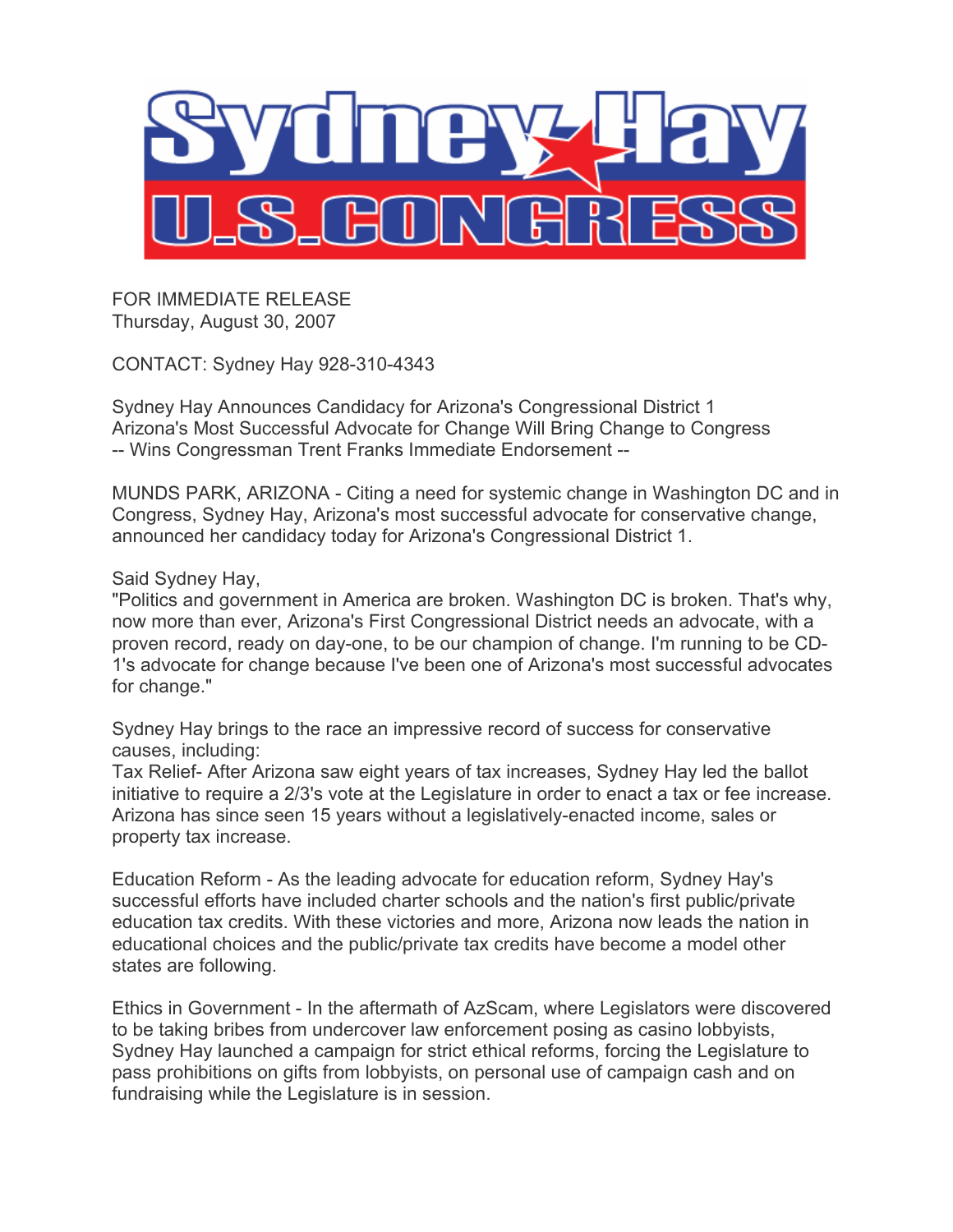# Sydney Hay U.S. CONGRESS

FOR IMMEDIATE RELEASE
Thursday, August 30, 2007

CONTACT: Sydney Hay 928-310-4343

Sydney Hay Announces Candidacy for Arizona's Congressional District 1
Arizona's Most Successful Advocate for Change Will Bring Change to Congress
-- Wins Congressman Trent Franks Immediate Endorsement --

MUNDS PARK, ARIZONA - Citing a need for systemic change in Washington DC and in Congress, Sydney Hay, Arizona's most successful advocate for conservative change, announced her candidacy today for Arizona's Congressional District 1.

Said Sydney Hay,
"Politics and government in America are broken. Washington DC is broken. That's why, now more than ever, Arizona's First Congressional District needs an advocate, with a proven record, ready on day-one, to be our champion of change. I'm running to be CD-1's advocate for change because I've been one of Arizona's most successful advocates for change."

Sydney Hay brings to the race an impressive record of success for conservative causes, including:
Tax Relief- After Arizona saw eight years of tax increases, Sydney Hay led the ballot initiative to require a 2/3's vote at the Legislature in order to enact a tax or fee increase. Arizona has since seen 15 years without a legislatively-enacted income, sales or property tax increase.

Education Reform - As the leading advocate for education reform, Sydney Hay's successful efforts have included charter schools and the nation's first public/private education tax credits. With these victories and more, Arizona now leads the nation in educational choices and the public/private tax credits have become a model other states are following.

Ethics in Government - In the aftermath of AzScam, where Legislators were discovered to be taking bribes from undercover law enforcement posing as casino lobbyists, Sydney Hay launched a campaign for strict ethical reforms, forcing the Legislature to pass prohibitions on gifts from lobbyists, on personal use of campaign cash and on fundraising while the Legislature is in session.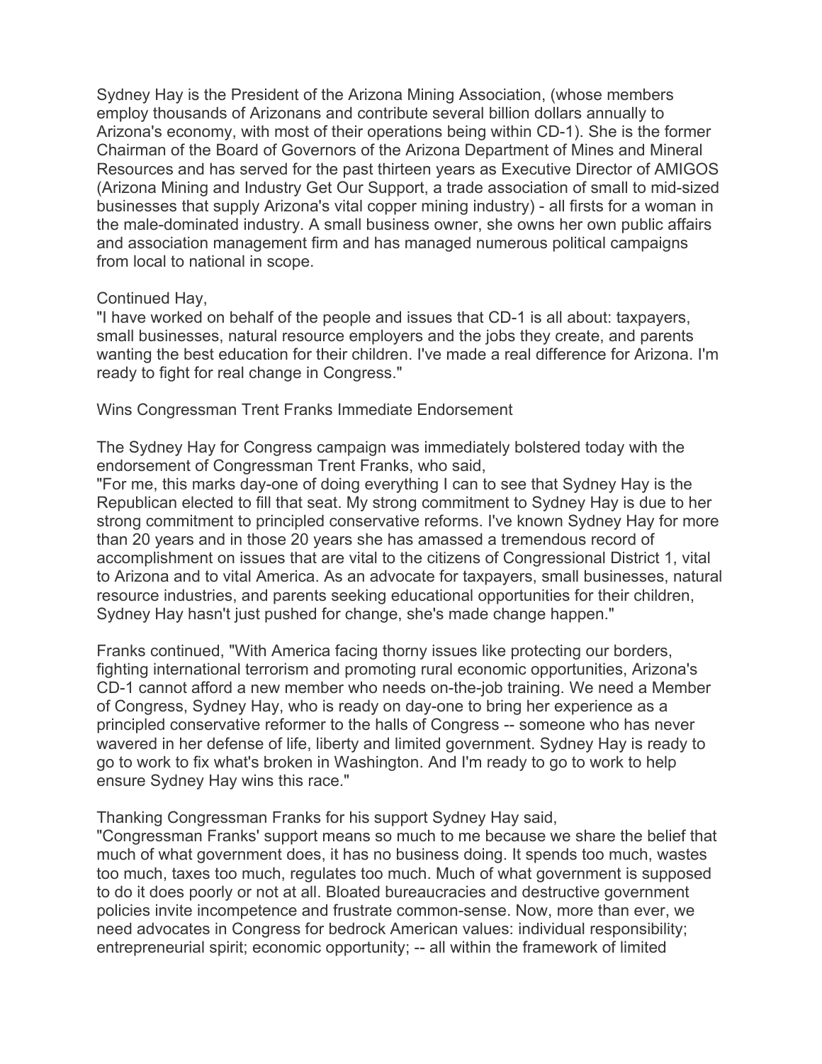Sydney Hay is the President of the Arizona Mining Association, (whose members employ thousands of Arizonans and contribute several billion dollars annually to Arizona's economy, with most of their operations being within CD-1). She is the former Chairman of the Board of Governors of the Arizona Department of Mines and Mineral Resources and has served for the past thirteen years as Executive Director of AMIGOS (Arizona Mining and Industry Get Our Support, a trade association of small to mid-sized businesses that supply Arizona's vital copper mining industry) - all firsts for a woman in the male-dominated industry. A small business owner, she owns her own public affairs and association management firm and has managed numerous political campaigns from local to national in scope.

Continued Hay,
"I have worked on behalf of the people and issues that CD-1 is all about: taxpayers, small businesses, natural resource employers and the jobs they create, and parents wanting the best education for their children. I've made a real difference for Arizona. I'm ready to fight for real change in Congress."

Wins Congressman Trent Franks Immediate Endorsement

The Sydney Hay for Congress campaign was immediately bolstered today with the endorsement of Congressman Trent Franks, who said,
"For me, this marks day-one of doing everything I can to see that Sydney Hay is the Republican elected to fill that seat. My strong commitment to Sydney Hay is due to her strong commitment to principled conservative reforms. I've known Sydney Hay for more than 20 years and in those 20 years she has amassed a tremendous record of accomplishment on issues that are vital to the citizens of Congressional District 1, vital to Arizona and to vital America. As an advocate for taxpayers, small businesses, natural resource industries, and parents seeking educational opportunities for their children, Sydney Hay hasn't just pushed for change, she's made change happen."

Franks continued, "With America facing thorny issues like protecting our borders, fighting international terrorism and promoting rural economic opportunities, Arizona's CD-1 cannot afford a new member who needs on-the-job training. We need a Member of Congress, Sydney Hay, who is ready on day-one to bring her experience as a principled conservative reformer to the halls of Congress -- someone who has never wavered in her defense of life, liberty and limited government. Sydney Hay is ready to go to work to fix what's broken in Washington. And I'm ready to go to work to help ensure Sydney Hay wins this race."

Thanking Congressman Franks for his support Sydney Hay said,
"Congressman Franks' support means so much to me because we share the belief that much of what government does, it has no business doing. It spends too much, wastes too much, taxes too much, regulates too much. Much of what government is supposed to do it does poorly or not at all. Bloated bureaucracies and destructive government policies invite incompetence and frustrate common-sense. Now, more than ever, we need advocates in Congress for bedrock American values: individual responsibility; entrepreneurial spirit; economic opportunity; -- all within the framework of limited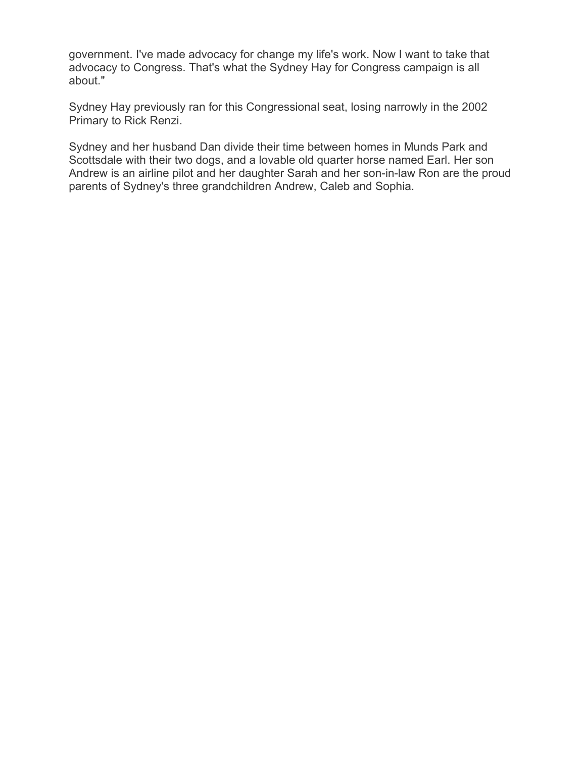government. I've made advocacy for change my life's work. Now I want to take that advocacy to Congress. That's what the Sydney Hay for Congress campaign is all about."

Sydney Hay previously ran for this Congressional seat, losing narrowly in the 2002 Primary to Rick Renzi.

Sydney and her husband Dan divide their time between homes in Munds Park and Scottsdale with their two dogs, and a lovable old quarter horse named Earl. Her son Andrew is an airline pilot and her daughter Sarah and her son-in-law Ron are the proud parents of Sydney's three grandchildren Andrew, Caleb and Sophia.